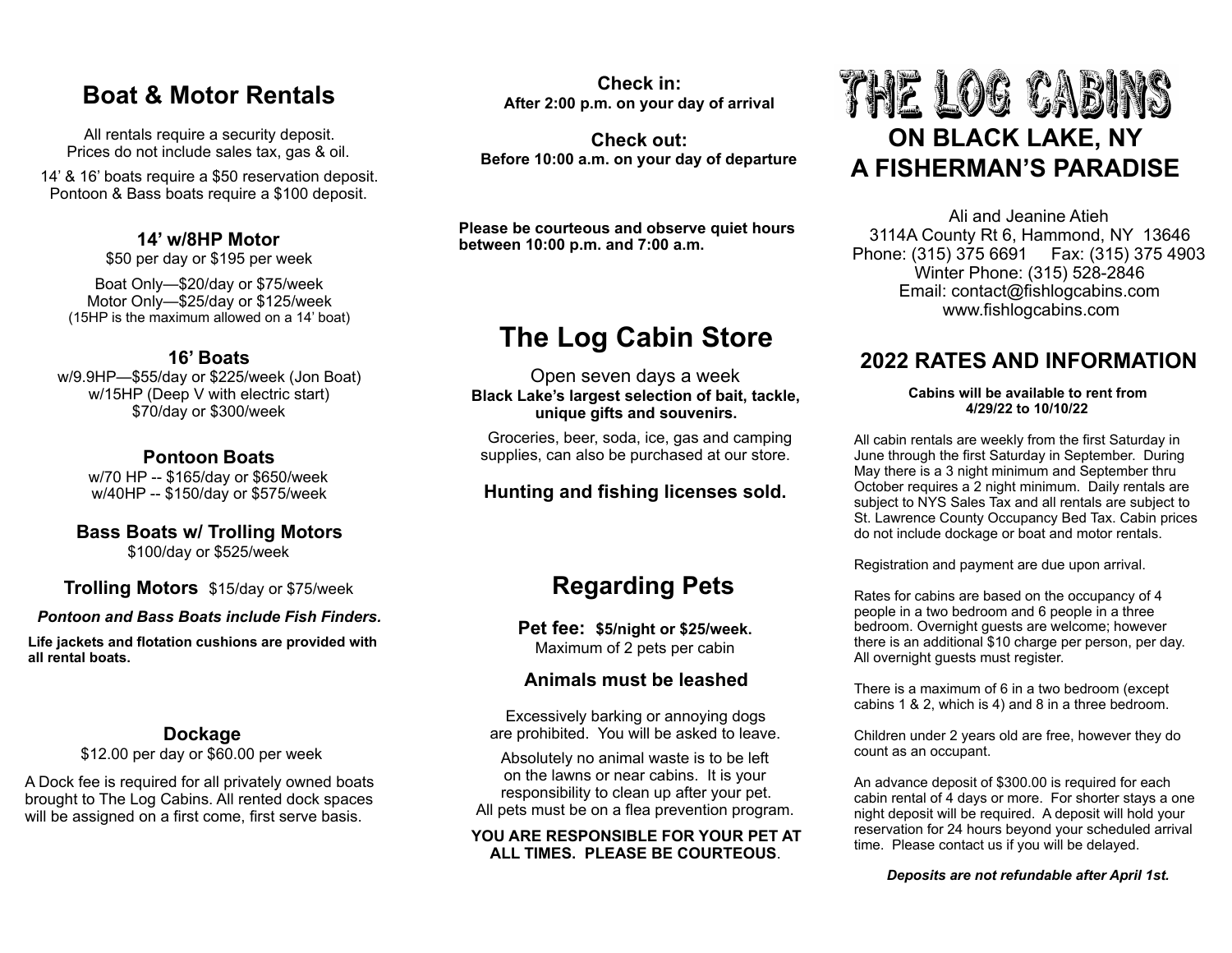# THE LOG CABINS

## ON BLACK LAKE, NY
## A FISHERMAN'S PARADISE

Ali and Jeanine Atieh
3114A County Rt 6, Hammond, NY 13646
Phone: (315) 375 6691 Fax: (315) 375 4903
Winter Phone: (315) 528-2846
Email: contact@fishlogcabins.com
www.fishlogcabins.com

## 2022 RATES AND INFORMATION

**Cabins will be available to rent from 4/29/22 to 10/10/22**

All cabin rentals are weekly from the first Saturday in June through the first Saturday in September. During May there is a 3 night minimum and September thru October requires a 2 night minimum. Daily rentals are subject to NYS Sales Tax and all rentals are subject to St. Lawrence County Occupancy Bed Tax. Cabin prices do not include dockage or boat and motor rentals.

Registration and payment are due upon arrival.

Rates for cabins are based on the occupancy of 4 people in a two bedroom and 6 people in a three bedroom. Overnight guests are welcome; however there is an additional $10 charge per person, per day. All overnight guests must register.

There is a maximum of 6 in a two bedroom (except cabins 1 & 2, which is 4) and 8 in a three bedroom.

Children under 2 years old are free, however they do count as an occupant.

An advance deposit of $300.00 is required for each cabin rental of 4 days or more. For shorter stays a one night deposit will be required. A deposit will hold your reservation for 24 hours beyond your scheduled arrival time. Please contact us if you will be delayed.

***Deposits are not refundable after April 1st.***

## Boat & Motor Rentals

All rentals require a security deposit.
Prices do not include sales tax, gas & oil.

14' & 16' boats require a $50 reservation deposit.
Pontoon & Bass boats require a $100 deposit.

### 14' w/8HP Motor

$50 per day or $195 per week

Boat Only—$20/day or $75/week
Motor Only—$25/day or $125/week
(15HP is the maximum allowed on a 14' boat)

### 16' Boats

w/9.9HP—$55/day or $225/week (Jon Boat)
w/15HP (Deep V with electric start)
$70/day or $300/week

### Pontoon Boats

w/70 HP -- $165/day or $650/week
w/40HP -- $150/day or $575/week

### Bass Boats w/ Trolling Motors

$100/day or $525/week

**Trolling Motors** $15/day or $75/week

***Pontoon and Bass Boats include Fish Finders.***

**Life jackets and flotation cushions are provided with all rental boats.**

### Dockage

$12.00 per day or $60.00 per week

A Dock fee is required for all privately owned boats brought to The Log Cabins. All rented dock spaces will be assigned on a first come, first serve basis.

**Check in:**
**After 2:00 p.m. on your day of arrival**

**Check out:**
**Before 10:00 a.m. on your day of departure**

**Please be courteous and observe quiet hours between 10:00 p.m. and 7:00 a.m.**

## The Log Cabin Store

Open seven days a week
**Black Lake's largest selection of bait, tackle, unique gifts and souvenirs.**

Groceries, beer, soda, ice, gas and camping supplies, can also be purchased at our store.

**Hunting and fishing licenses sold.**

## Regarding Pets

**Pet fee: $5/night or $25/week.**
Maximum of 2 pets per cabin

### Animals must be leashed

Excessively barking or annoying dogs are prohibited. You will be asked to leave.

Absolutely no animal waste is to be left on the lawns or near cabins. It is your responsibility to clean up after your pet. All pets must be on a flea prevention program.

**YOU ARE RESPONSIBLE FOR YOUR PET AT ALL TIMES. PLEASE BE COURTEOUS**.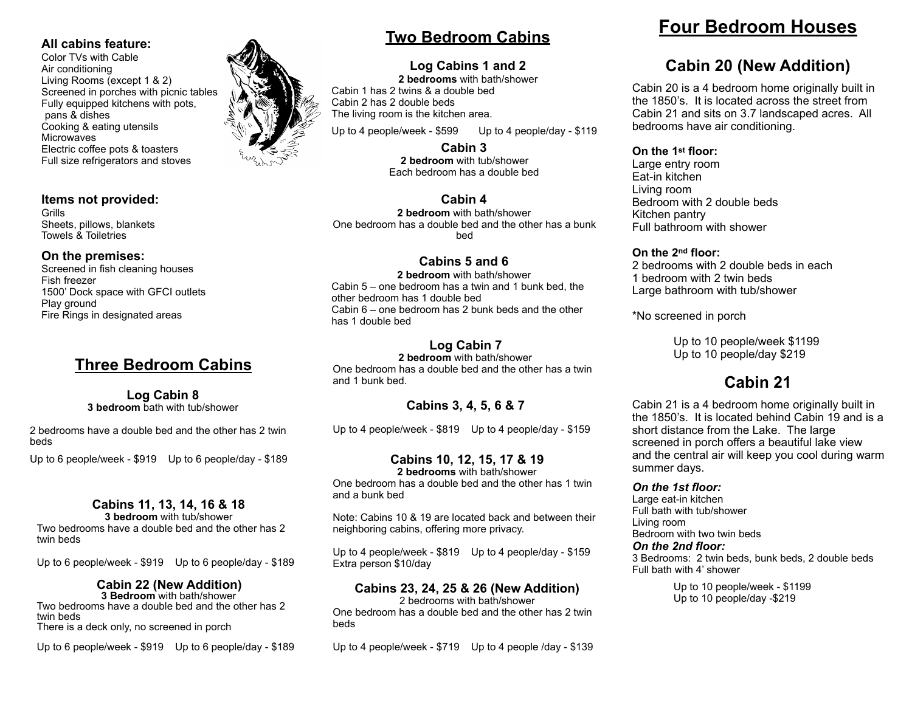**All cabins feature:**

Color TVs with Cable
Air conditioning
Living Rooms (except 1 & 2)
Screened in porches with picnic tables
Fully equipped kitchens with pots, pans & dishes
Cooking & eating utensils
Microwaves
Electric coffee pots & toasters
Full size refrigerators and stoves

**Items not provided:**

Grills
Sheets, pillows, blankets
Towels & Toiletries

**On the premises:**

Screened in fish cleaning houses
Fish freezer
1500' Dock space with GFCI outlets
Play ground
Fire Rings in designated areas

## Three Bedroom Cabins

### Log Cabin 8

**3 bedroom** bath with tub/shower

2 bedrooms have a double bed and the other has 2 twin beds

Up to 6 people/week - $919    Up to 6 people/day - $189

### Cabins 11, 13, 14, 16 & 18

**3 bedroom** with tub/shower

Two bedrooms have a double bed and the other has 2 twin beds

Up to 6 people/week - $919    Up to 6 people/day - $189

### Cabin 22 (New Addition)

**3 Bedroom** with bath/shower

Two bedrooms have a double bed and the other has 2 twin beds
There is a deck only, no screened in porch

Up to 6 people/week - $919    Up to 6 people/day - $189

## Two Bedroom Cabins

### Log Cabins 1 and 2

**2 bedrooms** with bath/shower

Cabin 1 has 2 twins & a double bed
Cabin 2 has 2 double beds
The living room is the kitchen area.

Up to 4 people/week - $599    Up to 4 people/day - $119

### Cabin 3

**2 bedroom** with tub/shower

Each bedroom has a double bed

### Cabin 4

**2 bedroom** with bath/shower

One bedroom has a double bed and the other has a bunk bed

### Cabins 5 and 6

**2 bedroom** with bath/shower

Cabin 5 – one bedroom has a twin and 1 bunk bed, the other bedroom has 1 double bed
Cabin 6 – one bedroom has 2 bunk beds and the other has 1 double bed

### Log Cabin 7

**2 bedroom** with bath/shower

One bedroom has a double bed and the other has a twin and 1 bunk bed.

### Cabins 3, 4, 5, 6 & 7

Up to 4 people/week - $819    Up to 4 people/day - $159

### Cabins 10, 12, 15, 17 & 19

**2 bedrooms** with bath/shower

One bedroom has a double bed and the other has 1 twin and a bunk bed

Note: Cabins 10 & 19 are located back and between their neighboring cabins, offering more privacy.

Up to 4 people/week - $819    Up to 4 people/day - $159
Extra person $10/day

### Cabins 23, 24, 25 & 26 (New Addition)

2 bedrooms with bath/shower

One bedroom has a double bed and the other has 2 twin beds

Up to 4 people/week - $719    Up to 4 people /day - $139

# Four Bedroom Houses

## Cabin 20 (New Addition)

Cabin 20 is a 4 bedroom home originally built in the 1850's. It is located across the street from Cabin 21 and sits on 3.7 landscaped acres. All bedrooms have air conditioning.

**On the 1st floor:**

Large entry room
Eat-in kitchen
Living room
Bedroom with 2 double beds
Kitchen pantry
Full bathroom with shower

**On the 2nd floor:**

2 bedrooms with 2 double beds in each
1 bedroom with 2 twin beds
Large bathroom with tub/shower

*No screened in porch

Up to 10 people/week $1199
Up to 10 people/day $219

## Cabin 21

Cabin 21 is a 4 bedroom home originally built in the 1850's. It is located behind Cabin 19 and is a short distance from the Lake. The large screened in porch offers a beautiful lake view and the central air will keep you cool during warm summer days.

***On the 1st floor:***

Large eat-in kitchen
Full bath with tub/shower
Living room
Bedroom with two twin beds

***On the 2nd floor:***

3 Bedrooms: 2 twin beds, bunk beds, 2 double beds
Full bath with 4' shower

Up to 10 people/week - $1199
Up to 10 people/day -$219